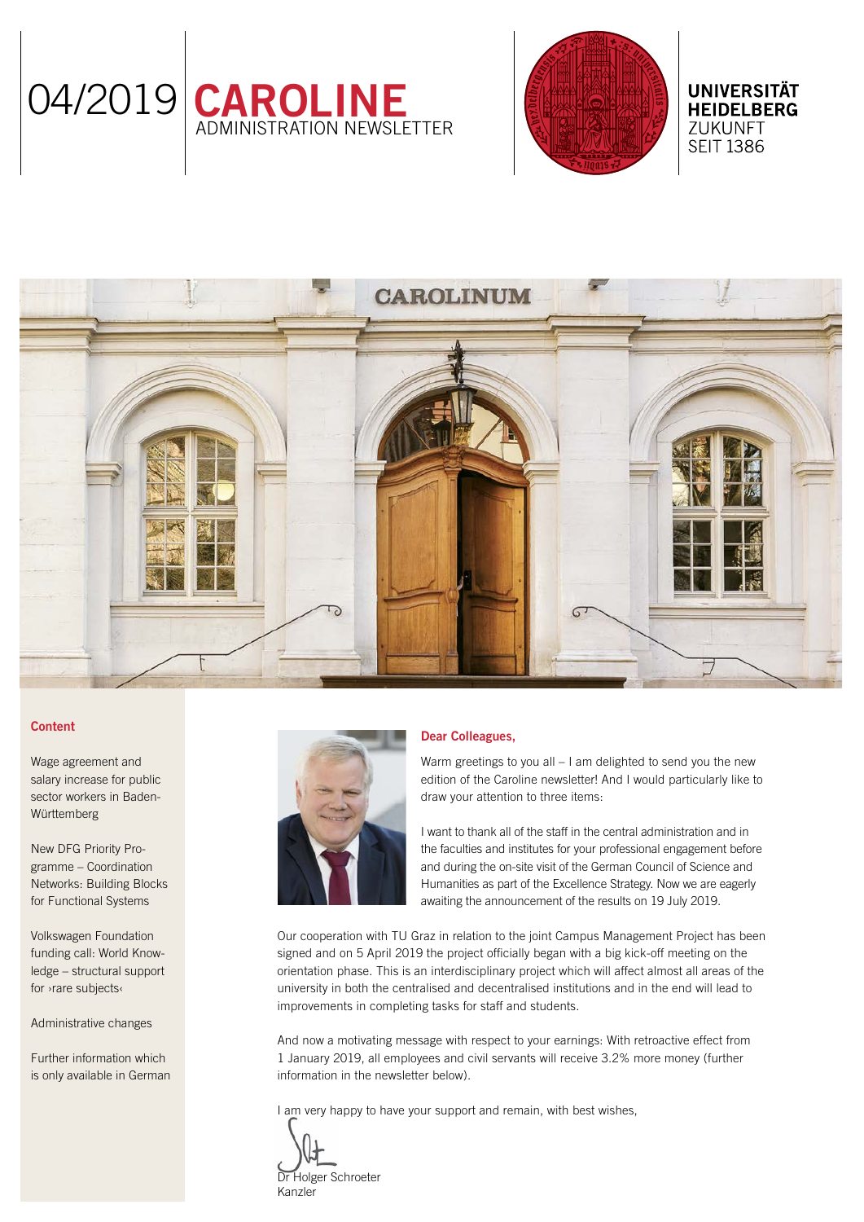04/2019 **CAROLINE**
ADMINISTRATION NEWSLETTER

**UNIVERSITÄT HEIDELBERG**
ZUKUNFT
SEIT 1386

### Content

Wage agreement and salary increase for public sector workers in Baden-Württemberg

New DFG Priority Programme – Coordination Networks: Building Blocks for Functional Systems

Volkswagen Foundation funding call: World Knowledge – structural support for ›rare subjects‹

Administrative changes

Further information which is only available in German

### Dear Colleagues,

Warm greetings to you all – I am delighted to send you the new edition of the Caroline newsletter! And I would particularly like to draw your attention to three items:

I want to thank all of the staff in the central administration and in the faculties and institutes for your professional engagement before and during the on-site visit of the German Council of Science and Humanities as part of the Excellence Strategy. Now we are eagerly awaiting the announcement of the results on 19 July 2019.

Our cooperation with TU Graz in relation to the joint Campus Management Project has been signed and on 5 April 2019 the project officially began with a big kick-off meeting on the orientation phase. This is an interdisciplinary project which will affect almost all areas of the university in both the centralised and decentralised institutions and in the end will lead to improvements in completing tasks for staff and students.

And now a motivating message with respect to your earnings: With retroactive effect from 1 January 2019, all employees and civil servants will receive 3.2% more money (further information in the newsletter below).

I am very happy to have your support and remain, with best wishes,

Dr Holger Schroeter
Kanzler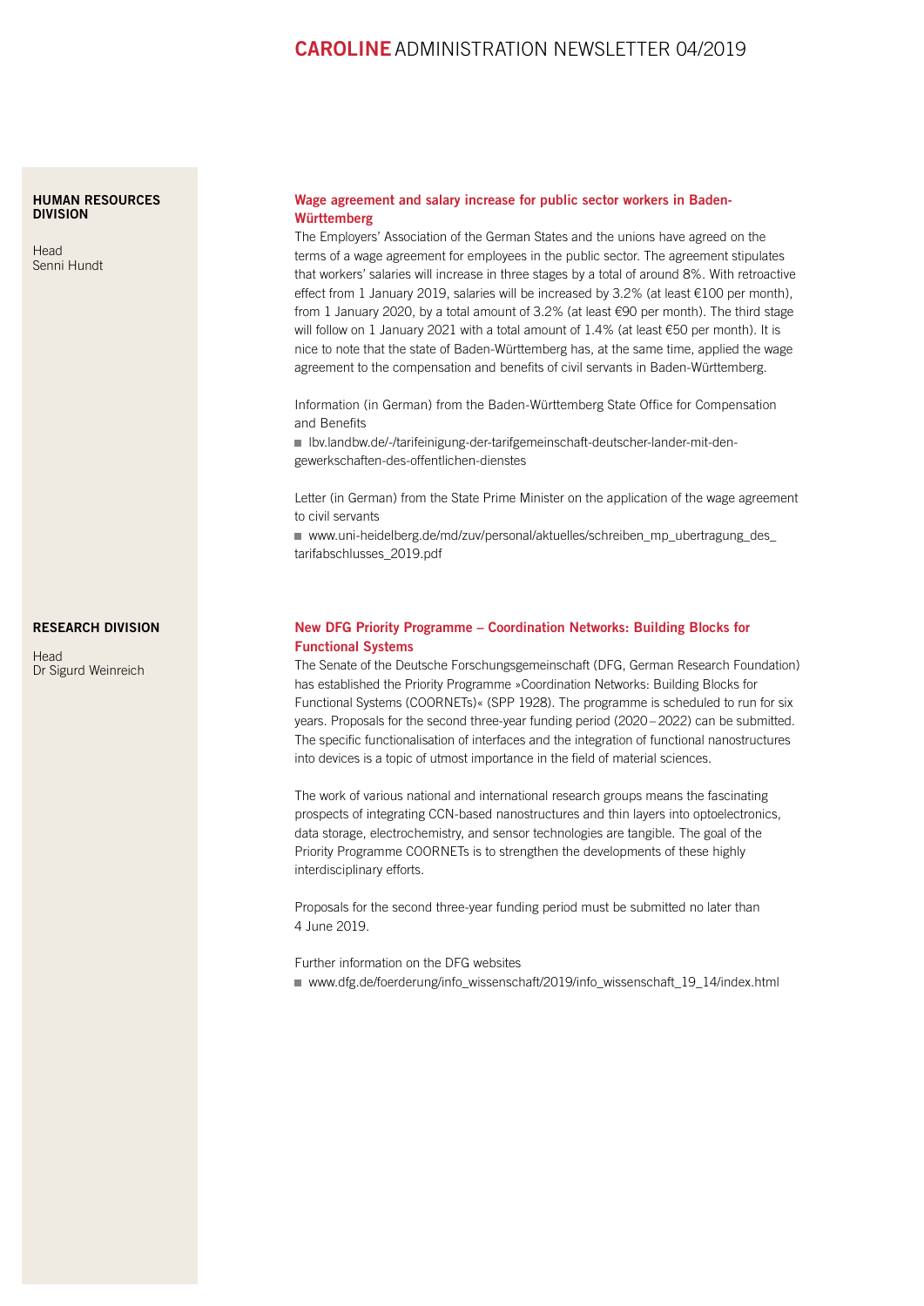## HUMAN RESOURCES DIVISION

Head
Senni Hundt

### Wage agreement and salary increase for public sector workers in Baden-Württemberg

The Employers' Association of the German States and the unions have agreed on the terms of a wage agreement for employees in the public sector. The agreement stipulates that workers' salaries will increase in three stages by a total of around 8%. With retroactive effect from 1 January 2019, salaries will be increased by 3.2% (at least €100 per month), from 1 January 2020, by a total amount of 3.2% (at least €90 per month). The third stage will follow on 1 January 2021 with a total amount of 1.4% (at least €50 per month). It is nice to note that the state of Baden-Württemberg has, at the same time, applied the wage agreement to the compensation and benefits of civil servants in Baden-Württemberg.

Information (in German) from the Baden-Württemberg State Office for Compensation and Benefits

- lbv.landbw.de/-/tarifeinigung-der-tarifgemeinschaft-deutscher-lander-mit-den-gewerkschaften-des-offentlichen-dienstes

Letter (in German) from the State Prime Minister on the application of the wage agreement to civil servants

- www.uni-heidelberg.de/md/zuv/personal/aktuelles/schreiben_mp_ubertragung_des_tarifabschlusses_2019.pdf

## RESEARCH DIVISION

Head
Dr Sigurd Weinreich

### New DFG Priority Programme – Coordination Networks: Building Blocks for Functional Systems

The Senate of the Deutsche Forschungsgemeinschaft (DFG, German Research Foundation) has established the Priority Programme »Coordination Networks: Building Blocks for Functional Systems (COORNETs)« (SPP 1928). The programme is scheduled to run for six years. Proposals for the second three-year funding period (2020 – 2022) can be submitted. The specific functionalisation of interfaces and the integration of functional nanostructures into devices is a topic of utmost importance in the field of material sciences.

The work of various national and international research groups means the fascinating prospects of integrating CCN-based nanostructures and thin layers into optoelectronics, data storage, electrochemistry, and sensor technologies are tangible. The goal of the Priority Programme COORNETs is to strengthen the developments of these highly interdisciplinary efforts.

Proposals for the second three-year funding period must be submitted no later than 4 June 2019.

Further information on the DFG websites

- www.dfg.de/foerderung/info_wissenschaft/2019/info_wissenschaft_19_14/index.html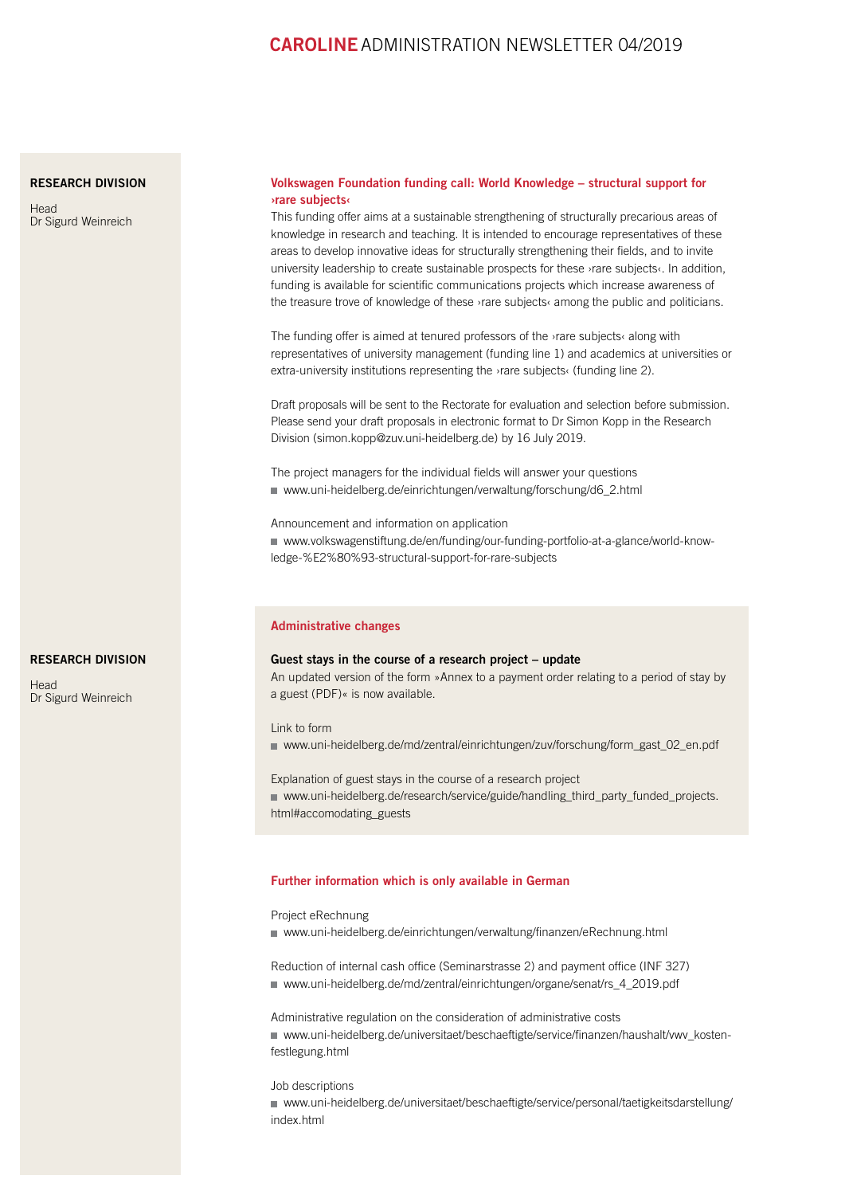**RESEARCH DIVISION**

Head
Dr Sigurd Weinreich

### Volkswagen Foundation funding call: World Knowledge – structural support for ›rare subjects‹

This funding offer aims at a sustainable strengthening of structurally precarious areas of knowledge in research and teaching. It is intended to encourage representatives of these areas to develop innovative ideas for structurally strengthening their fields, and to invite university leadership to create sustainable prospects for these ›rare subjects‹. In addition, funding is available for scientific communications projects which increase awareness of the treasure trove of knowledge of these ›rare subjects‹ among the public and politicians.

The funding offer is aimed at tenured professors of the ›rare subjects‹ along with representatives of university management (funding line 1) and academics at universities or extra-university institutions representing the ›rare subjects‹ (funding line 2).

Draft proposals will be sent to the Rectorate for evaluation and selection before submission. Please send your draft proposals in electronic format to Dr Simon Kopp in the Research Division (simon.kopp@zuv.uni-heidelberg.de) by 16 July 2019.

The project managers for the individual fields will answer your questions

- www.uni-heidelberg.de/einrichtungen/verwaltung/forschung/d6_2.html

Announcement and information on application

- www.volkswagenstiftung.de/en/funding/our-funding-portfolio-at-a-glance/world-knowledge-%E2%80%93-structural-support-for-rare-subjects

## Administrative changes

**RESEARCH DIVISION**

Head
Dr Sigurd Weinreich

### Guest stays in the course of a research project – update

An updated version of the form »Annex to a payment order relating to a period of stay by a guest (PDF)« is now available.

Link to form

- www.uni-heidelberg.de/md/zentral/einrichtungen/zuv/forschung/form_gast_02_en.pdf

Explanation of guest stays in the course of a research project

- www.uni-heidelberg.de/research/service/guide/handling_third_party_funded_projects.html#accomodating_guests

## Further information which is only available in German

Project eRechnung

- www.uni-heidelberg.de/einrichtungen/verwaltung/finanzen/eRechnung.html

Reduction of internal cash office (Seminarstrasse 2) and payment office (INF 327)

- www.uni-heidelberg.de/md/zentral/einrichtungen/organe/senat/rs_4_2019.pdf

Administrative regulation on the consideration of administrative costs

- www.uni-heidelberg.de/universitaet/beschaeftigte/service/finanzen/haushalt/vwv_kostenfestlegung.html

Job descriptions

- www.uni-heidelberg.de/universitaet/beschaeftigte/service/personal/taetigkeitsdarstellung/index.html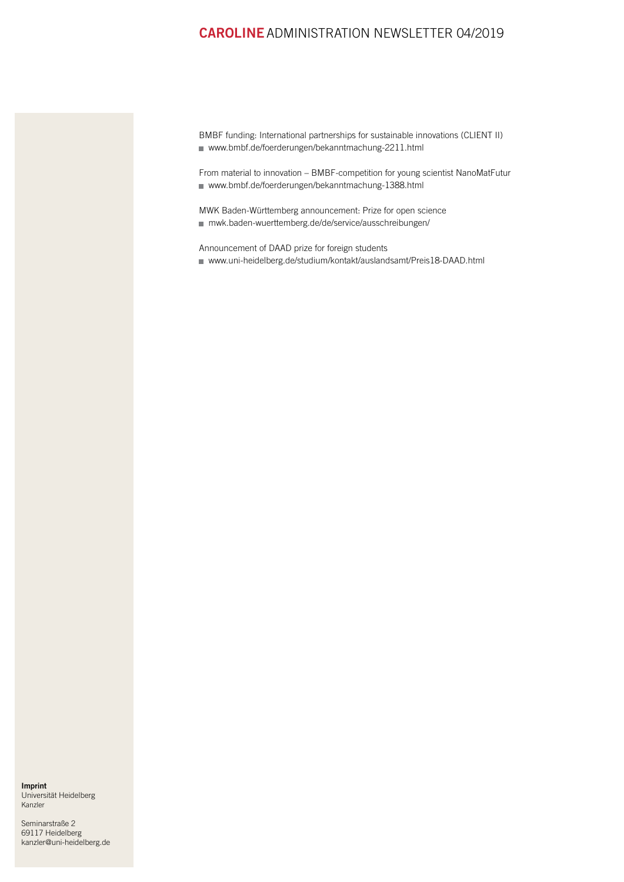BMBF funding: International partnerships for sustainable innovations (CLIENT II)
- www.bmbf.de/foerderungen/bekanntmachung-2211.html

From material to innovation – BMBF-competition for young scientist NanoMatFutur
- www.bmbf.de/foerderungen/bekanntmachung-1388.html

MWK Baden-Württemberg announcement: Prize for open science
- mwk.baden-wuerttemberg.de/de/service/ausschreibungen/

Announcement of DAAD prize for foreign students
- www.uni-heidelberg.de/studium/kontakt/auslandsamt/Preis18-DAAD.html

**Imprint**
Universität Heidelberg
Kanzler

Seminarstraße 2
69117 Heidelberg
kanzler@uni-heidelberg.de